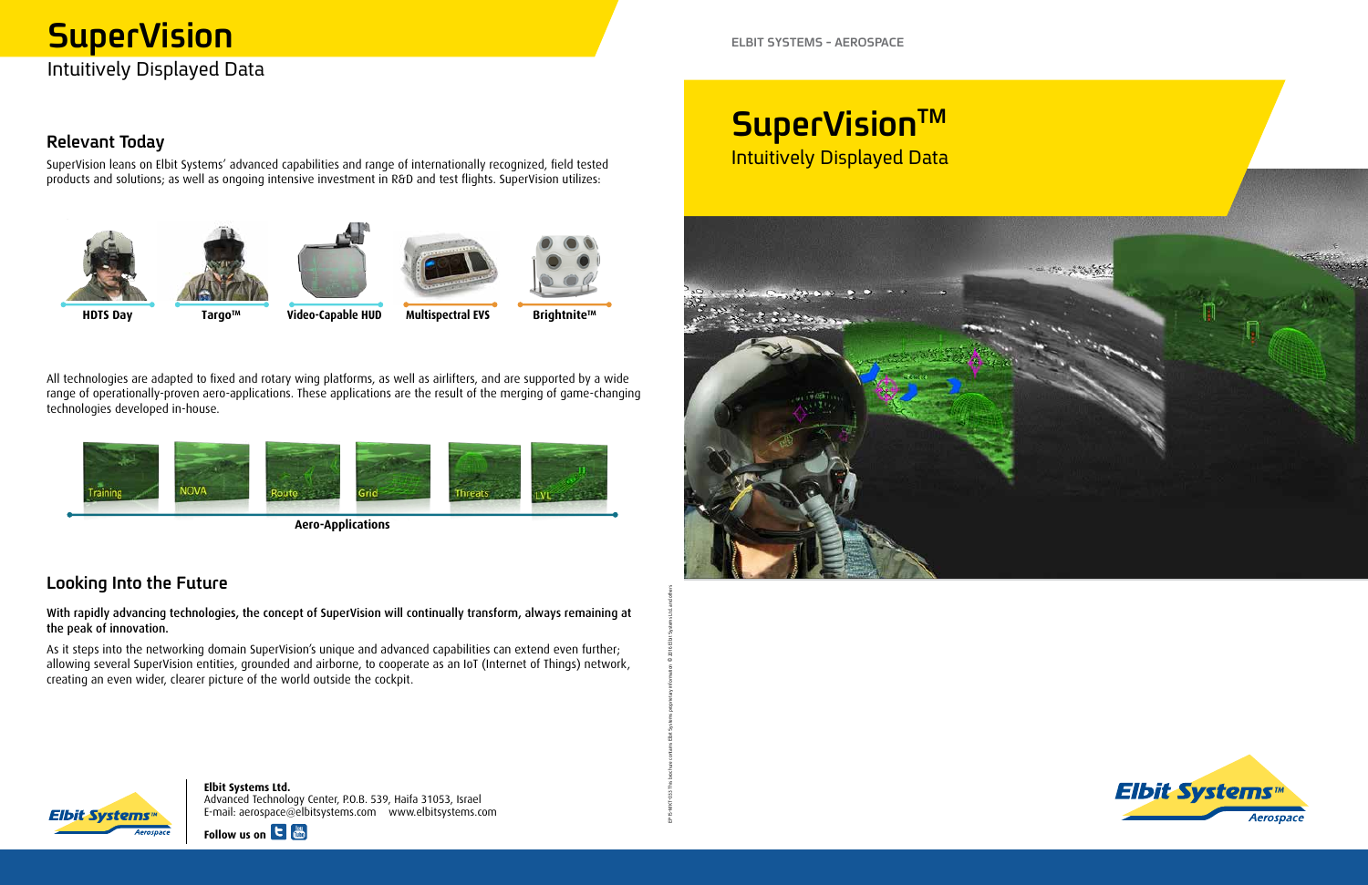# SuperVision

Intuitively Displayed Data

## Relevant Today

SuperVision leans on Elbit Systems' advanced capabilities and range of internationally recognized, field tested products and solutions; as well as ongoing intensive investment in R&D and test flights. SuperVision utilizes:

**HDTS Day** **Targo™** **Video-Capable HUD** **Multispectral EVS** **Brightnite™**

All technologies are adapted to fixed and rotary wing platforms, as well as airlifters, and are supported by a wide range of operationally-proven aero-applications. These applications are the result of the merging of game-changing technologies developed in-house.

Training NOVA Route Grid Threats LVL

**Aero-Applications**

## Looking Into the Future

**With rapidly advancing technologies, the concept of SuperVision will continually transform, always remaining at the peak of innovation.**

As it steps into the networking domain SuperVision's unique and advanced capabilities can extend even further; allowing several SuperVision entities, grounded and airborne, to cooperate as an IoT (Internet of Things) network, creating an even wider, clearer picture of the world outside the cockpit.

**Elbit Systems Ltd.**
Advanced Technology Center, P.O.B. 539, Haifa 31053, Israel
E-mail: aerospace@elbitsystems.com www.elbitsystems.com

**Follow us on**

ELBIT SYSTEMS - AEROSPACE

# SuperVision™

Intuitively Displayed Data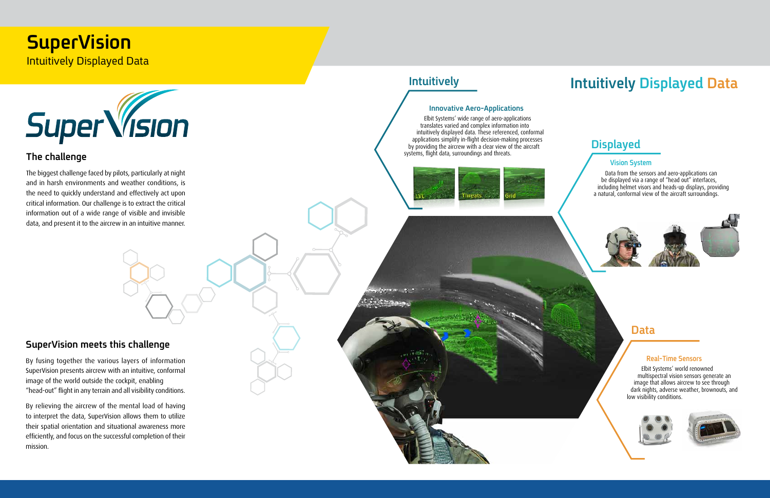# SuperVision

Intuitively Displayed Data

## The challenge

The biggest challenge faced by pilots, particularly at night and in harsh environments and weather conditions, is the need to quickly understand and effectively act upon critical information. Our challenge is to extract the critical information out of a wide range of visible and invisible data, and present it to the aircrew in an intuitive manner.

## SuperVision meets this challenge

By fusing together the various layers of information SuperVision presents aircrew with an intuitive, conformal image of the world outside the cockpit, enabling "head-out" flight in any terrain and all visibility conditions.

By relieving the aircrew of the mental load of having to interpret the data, SuperVision allows them to utilize their spatial orientation and situational awareness more efficiently, and focus on the successful completion of their mission.

# Intuitively Displayed Data

## Intuitively

### Innovative Aero-Applications

Elbit Systems' wide range of aero-applications translates varied and complex information into intuitively displayed data. These referenced, conformal applications simplify in-flight decision-making processes by providing the aircrew with a clear view of the aircraft systems, flight data, surroundings and threats.

LVL Threats Grid

## Displayed

### Vision System

Data from the sensors and aero-applications can be displayed via a range of "head out" interfaces, including helmet visors and heads-up displays, providing a natural, conformal view of the aircraft surroundings.

## Data

### Real-Time Sensors

Elbit Systems' world renowned multispectral vision sensors generate an image that allows aircrew to see through dark nights, adverse weather, brownouts, and low visibility conditions.